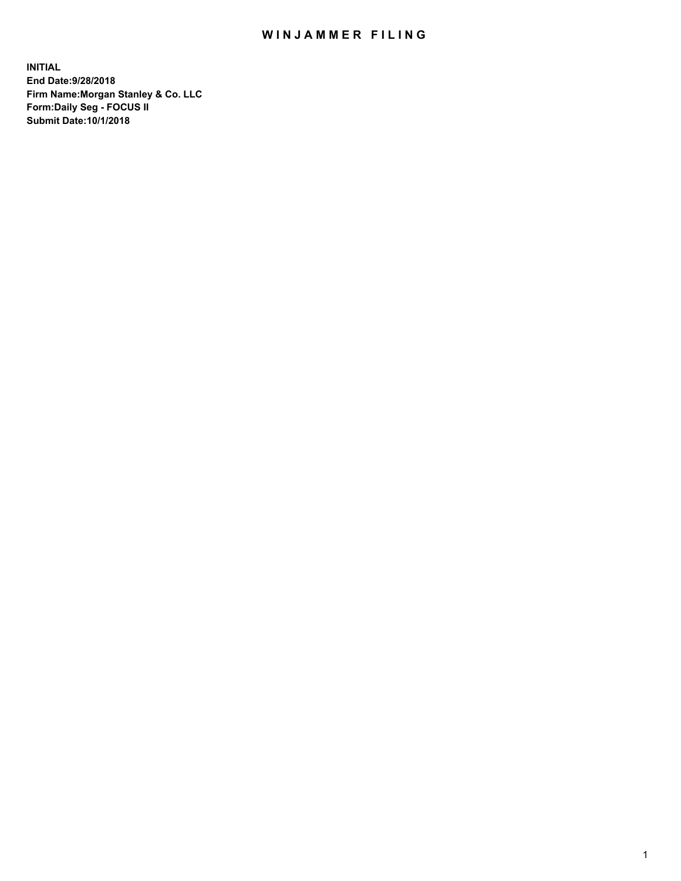# WINJAMMER FILING

**INITIAL**
**End Date:9/28/2018**
**Firm Name:Morgan Stanley & Co. LLC**
**Form:Daily Seg - FOCUS II**
**Submit Date:10/1/2018**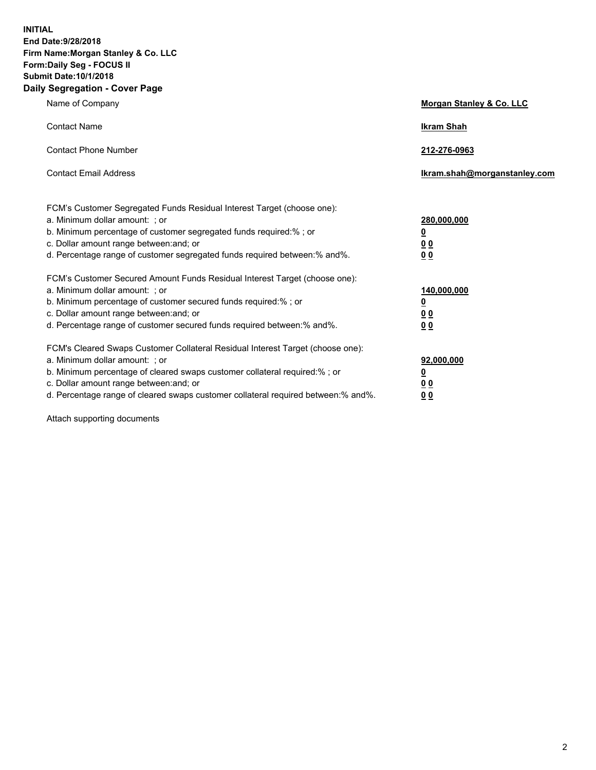**INITIAL**
**End Date:9/28/2018**
**Firm Name:Morgan Stanley & Co. LLC**
**Form:Daily Seg - FOCUS II**
**Submit Date:10/1/2018**

## Daily Segregation - Cover Page

| | |
|---|---|
| Name of Company | **Morgan Stanley & Co. LLC** |
| Contact Name | **Ikram Shah** |
| Contact Phone Number | **212-276-0963** |
| Contact Email Address | **Ikram.shah@morganstanley.com** |

| | |
|---|---|
| FCM's Customer Segregated Funds Residual Interest Target (choose one): | |
| a. Minimum dollar amount: ; or | **280,000,000** |
| b. Minimum percentage of customer segregated funds required:% ; or | **0** |
| c. Dollar amount range between:and; or | **0 0** |
| d. Percentage range of customer segregated funds required between:% and%. | **0 0** |

| | |
|---|---|
| FCM's Customer Secured Amount Funds Residual Interest Target (choose one): | |
| a. Minimum dollar amount: ; or | **140,000,000** |
| b. Minimum percentage of customer secured funds required:% ; or | **0** |
| c. Dollar amount range between:and; or | **0 0** |
| d. Percentage range of customer secured funds required between:% and%. | **0 0** |

| | |
|---|---|
| FCM's Cleared Swaps Customer Collateral Residual Interest Target (choose one): | |
| a. Minimum dollar amount: ; or | **92,000,000** |
| b. Minimum percentage of cleared swaps customer collateral required:% ; or | **0** |
| c. Dollar amount range between:and; or | **0 0** |
| d. Percentage range of cleared swaps customer collateral required between:% and%. | **0 0** |

Attach supporting documents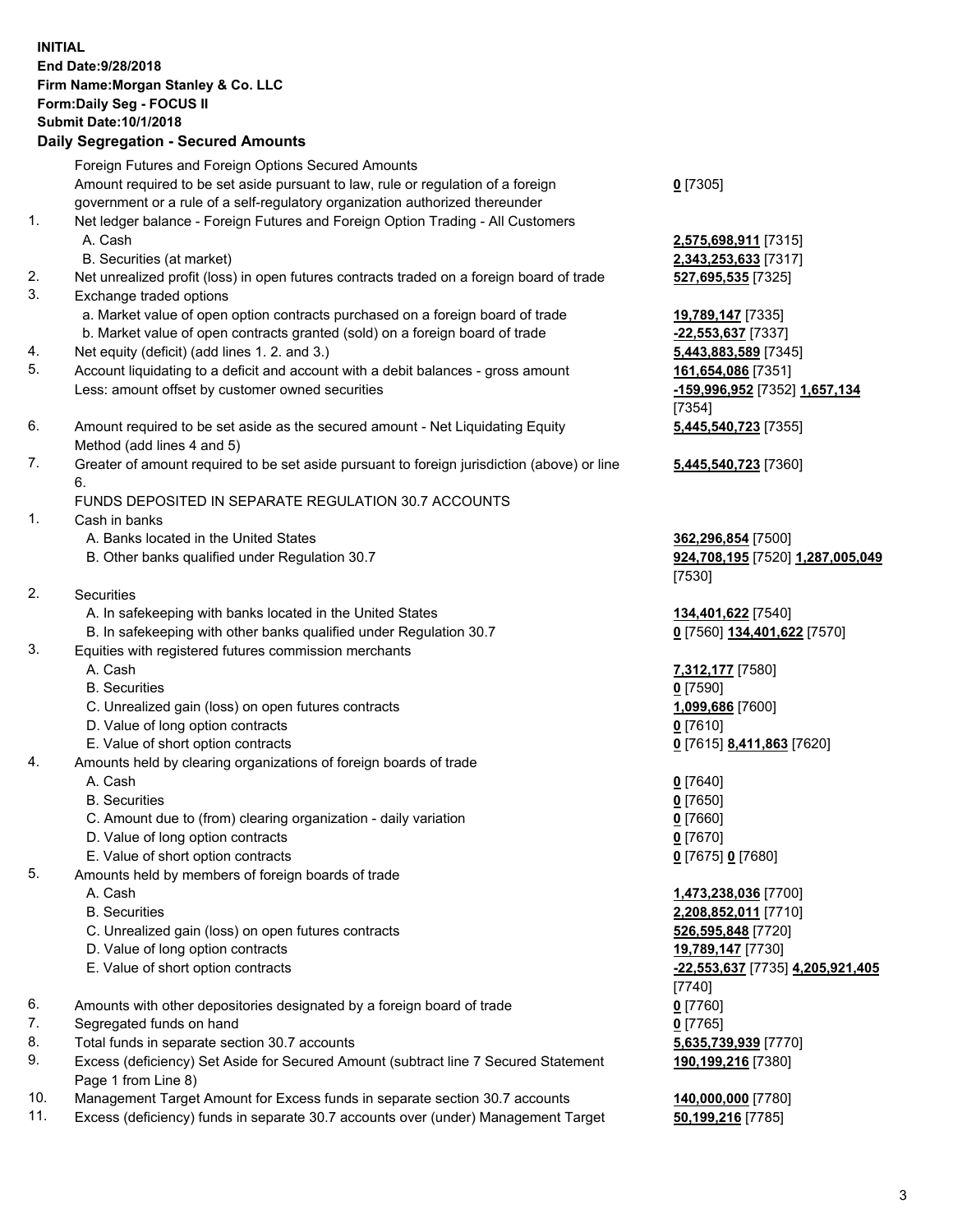**INITIAL**
**End Date:9/28/2018**
**Firm Name:Morgan Stanley & Co. LLC**
**Form:Daily Seg - FOCUS II**
**Submit Date:10/1/2018**

**Daily Segregation - Secured Amounts**

| | | |
|---|---|---|
| | Foreign Futures and Foreign Options Secured Amounts | |
| | Amount required to be set aside pursuant to law, rule or regulation of a foreign government or a rule of a self-regulatory organization authorized thereunder | **0** [7305] |
| 1. | Net ledger balance - Foreign Futures and Foreign Option Trading - All Customers | |
| | A. Cash | **2,575,698,911** [7315] |
| | B. Securities (at market) | **2,343,253,633** [7317] |
| 2. | Net unrealized profit (loss) in open futures contracts traded on a foreign board of trade | **527,695,535** [7325] |
| 3. | Exchange traded options | |
| | a. Market value of open option contracts purchased on a foreign board of trade | **19,789,147** [7335] |
| | b. Market value of open contracts granted (sold) on a foreign board of trade | **-22,553,637** [7337] |
| 4. | Net equity (deficit) (add lines 1. 2. and 3.) | **5,443,883,589** [7345] |
| 5. | Account liquidating to a deficit and account with a debit balances - gross amount | **161,654,086** [7351] |
| | Less: amount offset by customer owned securities | **-159,996,952** [7352] **1,657,134** [7354] |
| 6. | Amount required to be set aside as the secured amount - Net Liquidating Equity Method (add lines 4 and 5) | **5,445,540,723** [7355] |
| 7. | Greater of amount required to be set aside pursuant to foreign jurisdiction (above) or line 6. | **5,445,540,723** [7360] |
| | FUNDS DEPOSITED IN SEPARATE REGULATION 30.7 ACCOUNTS | |
| 1. | Cash in banks | |
| | A. Banks located in the United States | **362,296,854** [7500] |
| | B. Other banks qualified under Regulation 30.7 | **924,708,195** [7520] **1,287,005,049** [7530] |
| 2. | Securities | |
| | A. In safekeeping with banks located in the United States | **134,401,622** [7540] |
| | B. In safekeeping with other banks qualified under Regulation 30.7 | **0** [7560] **134,401,622** [7570] |
| 3. | Equities with registered futures commission merchants | |
| | A. Cash | **7,312,177** [7580] |
| | B. Securities | **0** [7590] |
| | C. Unrealized gain (loss) on open futures contracts | **1,099,686** [7600] |
| | D. Value of long option contracts | **0** [7610] |
| | E. Value of short option contracts | **0** [7615] **8,411,863** [7620] |
| 4. | Amounts held by clearing organizations of foreign boards of trade | |
| | A. Cash | **0** [7640] |
| | B. Securities | **0** [7650] |
| | C. Amount due to (from) clearing organization - daily variation | **0** [7660] |
| | D. Value of long option contracts | **0** [7670] |
| | E. Value of short option contracts | **0** [7675] **0** [7680] |
| 5. | Amounts held by members of foreign boards of trade | |
| | A. Cash | **1,473,238,036** [7700] |
| | B. Securities | **2,208,852,011** [7710] |
| | C. Unrealized gain (loss) on open futures contracts | **526,595,848** [7720] |
| | D. Value of long option contracts | **19,789,147** [7730] |
| | E. Value of short option contracts | **-22,553,637** [7735] **4,205,921,405** [7740] |
| 6. | Amounts with other depositories designated by a foreign board of trade | **0** [7760] |
| 7. | Segregated funds on hand | **0** [7765] |
| 8. | Total funds in separate section 30.7 accounts | **5,635,739,939** [7770] |
| 9. | Excess (deficiency) Set Aside for Secured Amount (subtract line 7 Secured Statement Page 1 from Line 8) | **190,199,216** [7380] |
| 10. | Management Target Amount for Excess funds in separate section 30.7 accounts | **140,000,000** [7780] |
| 11. | Excess (deficiency) funds in separate 30.7 accounts over (under) Management Target | **50,199,216** [7785] |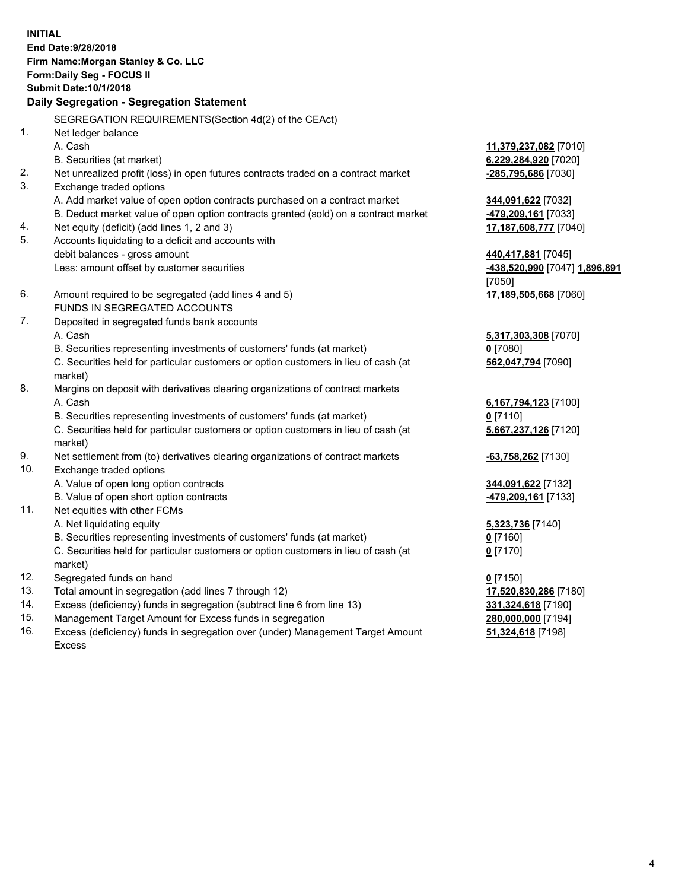**INITIAL**
**End Date:9/28/2018**
**Firm Name:Morgan Stanley & Co. LLC**
**Form:Daily Seg - FOCUS II**
**Submit Date:10/1/2018**

**Daily Segregation - Segregation Statement**

| | | |
|---|---|---|
| | SEGREGATION REQUIREMENTS(Section 4d(2) of the CEAct) | |
| 1. | Net ledger balance | |
| | A. Cash | **11,379,237,082** [7010] |
| | B. Securities (at market) | **6,229,284,920** [7020] |
| 2. | Net unrealized profit (loss) in open futures contracts traded on a contract market | **-285,795,686** [7030] |
| 3. | Exchange traded options | |
| | A. Add market value of open option contracts purchased on a contract market | **344,091,622** [7032] |
| | B. Deduct market value of open option contracts granted (sold) on a contract market | **-479,209,161** [7033] |
| 4. | Net equity (deficit) (add lines 1, 2 and 3) | **17,187,608,777** [7040] |
| 5. | Accounts liquidating to a deficit and accounts with debit balances - gross amount | **440,417,881** [7045] |
| | Less: amount offset by customer securities | **-438,520,990** [7047] **1,896,891** [7050] |
| 6. | Amount required to be segregated (add lines 4 and 5) | **17,189,505,668** [7060] |
| | FUNDS IN SEGREGATED ACCOUNTS | |
| 7. | Deposited in segregated funds bank accounts | |
| | A. Cash | **5,317,303,308** [7070] |
| | B. Securities representing investments of customers' funds (at market) | **0** [7080] |
| | C. Securities held for particular customers or option customers in lieu of cash (at market) | **562,047,794** [7090] |
| 8. | Margins on deposit with derivatives clearing organizations of contract markets | |
| | A. Cash | **6,167,794,123** [7100] |
| | B. Securities representing investments of customers' funds (at market) | **0** [7110] |
| | C. Securities held for particular customers or option customers in lieu of cash (at market) | **5,667,237,126** [7120] |
| 9. | Net settlement from (to) derivatives clearing organizations of contract markets | **-63,758,262** [7130] |
| 10. | Exchange traded options | |
| | A. Value of open long option contracts | **344,091,622** [7132] |
| | B. Value of open short option contracts | **-479,209,161** [7133] |
| 11. | Net equities with other FCMs | |
| | A. Net liquidating equity | **5,323,736** [7140] |
| | B. Securities representing investments of customers' funds (at market) | **0** [7160] |
| | C. Securities held for particular customers or option customers in lieu of cash (at market) | **0** [7170] |
| 12. | Segregated funds on hand | **0** [7150] |
| 13. | Total amount in segregation (add lines 7 through 12) | **17,520,830,286** [7180] |
| 14. | Excess (deficiency) funds in segregation (subtract line 6 from line 13) | **331,324,618** [7190] |
| 15. | Management Target Amount for Excess funds in segregation | **280,000,000** [7194] |
| 16. | Excess (deficiency) funds in segregation over (under) Management Target Amount Excess | **51,324,618** [7198] |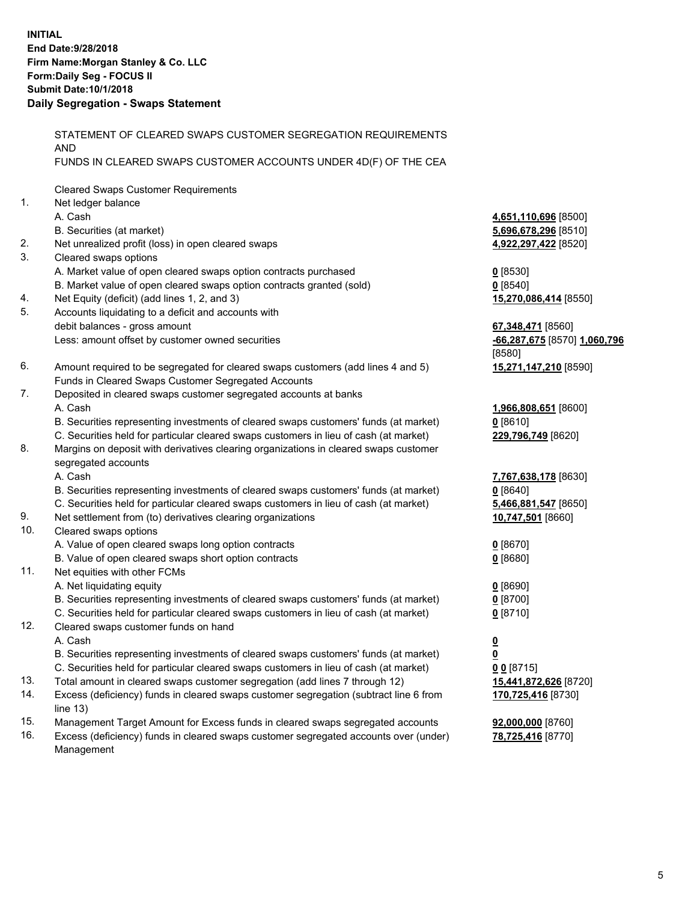**INITIAL**
**End Date:9/28/2018**
**Firm Name:Morgan Stanley & Co. LLC**
**Form:Daily Seg - FOCUS II**
**Submit Date:10/1/2018**
**Daily Segregation - Swaps Statement**

STATEMENT OF CLEARED SWAPS CUSTOMER SEGREGATION REQUIREMENTS AND FUNDS IN CLEARED SWAPS CUSTOMER ACCOUNTS UNDER 4D(F) OF THE CEA

| | | |
|---|---|---|
| | Cleared Swaps Customer Requirements | |
| 1. | Net ledger balance | |
| | A. Cash | **4,651,110,696** [8500] |
| | B. Securities (at market) | **5,696,678,296** [8510] |
| 2. | Net unrealized profit (loss) in open cleared swaps | **4,922,297,422** [8520] |
| 3. | Cleared swaps options | |
| | A. Market value of open cleared swaps option contracts purchased | **0** [8530] |
| | B. Market value of open cleared swaps option contracts granted (sold) | **0** [8540] |
| 4. | Net Equity (deficit) (add lines 1, 2, and 3) | **15,270,086,414** [8550] |
| 5. | Accounts liquidating to a deficit and accounts with debit balances - gross amount | **67,348,471** [8560] |
| | Less: amount offset by customer owned securities | **-66,287,675** [8570] **1,060,796** [8580] |
| 6. | Amount required to be segregated for cleared swaps customers (add lines 4 and 5) | **15,271,147,210** [8590] |
| | Funds in Cleared Swaps Customer Segregated Accounts | |
| 7. | Deposited in cleared swaps customer segregated accounts at banks | |
| | A. Cash | **1,966,808,651** [8600] |
| | B. Securities representing investments of cleared swaps customers' funds (at market) | **0** [8610] |
| | C. Securities held for particular cleared swaps customers in lieu of cash (at market) | **229,796,749** [8620] |
| 8. | Margins on deposit with derivatives clearing organizations in cleared swaps customer segregated accounts | |
| | A. Cash | **7,767,638,178** [8630] |
| | B. Securities representing investments of cleared swaps customers' funds (at market) | **0** [8640] |
| | C. Securities held for particular cleared swaps customers in lieu of cash (at market) | **5,466,881,547** [8650] |
| 9. | Net settlement from (to) derivatives clearing organizations | **10,747,501** [8660] |
| 10. | Cleared swaps options | |
| | A. Value of open cleared swaps long option contracts | **0** [8670] |
| | B. Value of open cleared swaps short option contracts | **0** [8680] |
| 11. | Net equities with other FCMs | |
| | A. Net liquidating equity | **0** [8690] |
| | B. Securities representing investments of cleared swaps customers' funds (at market) | **0** [8700] |
| | C. Securities held for particular cleared swaps customers in lieu of cash (at market) | **0** [8710] |
| 12. | Cleared swaps customer funds on hand | |
| | A. Cash | **0** |
| | B. Securities representing investments of cleared swaps customers' funds (at market) | **0** |
| | C. Securities held for particular cleared swaps customers in lieu of cash (at market) | **0** **0** [8715] |
| 13. | Total amount in cleared swaps customer segregation (add lines 7 through 12) | **15,441,872,626** [8720] |
| 14. | Excess (deficiency) funds in cleared swaps customer segregation (subtract line 6 from line 13) | **170,725,416** [8730] |
| 15. | Management Target Amount for Excess funds in cleared swaps segregated accounts | **92,000,000** [8760] |
| 16. | Excess (deficiency) funds in cleared swaps customer segregated accounts over (under) Management | **78,725,416** [8770] |